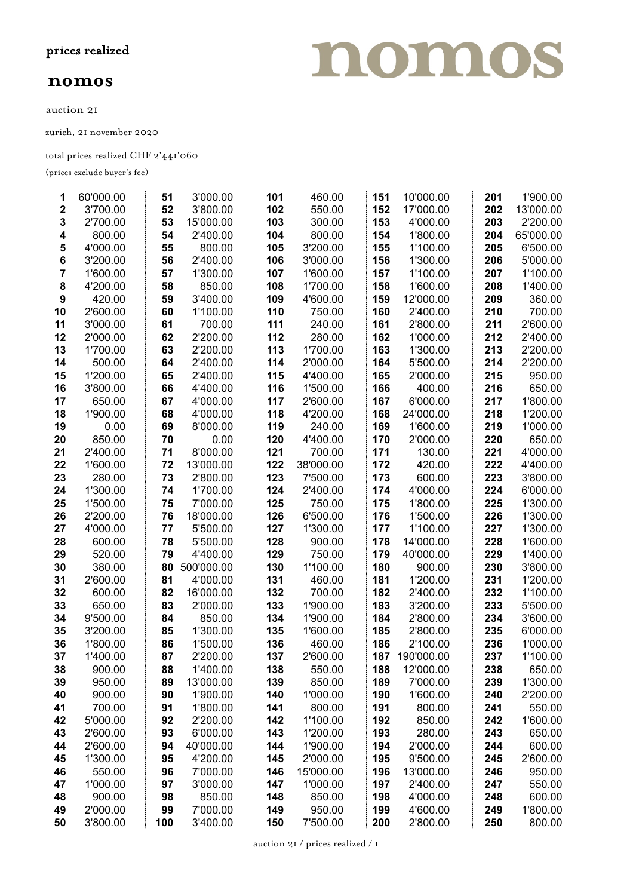prices realized

# nomos

auction 21

zürich, 21 november 2020

total prices realized CHF 2'441'060

(prices exclude buyer's fee)

| Lot | Price | Lot | Price | Lot | Price | Lot | Price | Lot | Price |
|---|---|---|---|---|---|---|---|---|---|
| 1 | 60'000.00 | 51 | 3'000.00 | 101 | 460.00 | 151 | 10'000.00 | 201 | 1'900.00 |
| 2 | 3'700.00 | 52 | 3'800.00 | 102 | 550.00 | 152 | 17'000.00 | 202 | 13'000.00 |
| 3 | 2'700.00 | 53 | 15'000.00 | 103 | 300.00 | 153 | 4'000.00 | 203 | 2'200.00 |
| 4 | 800.00 | 54 | 2'400.00 | 104 | 800.00 | 154 | 1'800.00 | 204 | 65'000.00 |
| 5 | 4'000.00 | 55 | 800.00 | 105 | 3'200.00 | 155 | 1'100.00 | 205 | 6'500.00 |
| 6 | 3'200.00 | 56 | 2'400.00 | 106 | 3'000.00 | 156 | 1'300.00 | 206 | 5'000.00 |
| 7 | 1'600.00 | 57 | 1'300.00 | 107 | 1'600.00 | 157 | 1'100.00 | 207 | 1'100.00 |
| 8 | 4'200.00 | 58 | 850.00 | 108 | 1'700.00 | 158 | 1'600.00 | 208 | 1'400.00 |
| 9 | 420.00 | 59 | 3'400.00 | 109 | 4'600.00 | 159 | 12'000.00 | 209 | 360.00 |
| 10 | 2'600.00 | 60 | 1'100.00 | 110 | 750.00 | 160 | 2'400.00 | 210 | 700.00 |
| 11 | 3'000.00 | 61 | 700.00 | 111 | 240.00 | 161 | 2'800.00 | 211 | 2'600.00 |
| 12 | 2'000.00 | 62 | 2'200.00 | 112 | 280.00 | 162 | 1'000.00 | 212 | 2'400.00 |
| 13 | 1'700.00 | 63 | 2'200.00 | 113 | 1'700.00 | 163 | 1'300.00 | 213 | 2'200.00 |
| 14 | 500.00 | 64 | 2'400.00 | 114 | 2'000.00 | 164 | 5'500.00 | 214 | 2'200.00 |
| 15 | 1'200.00 | 65 | 2'400.00 | 115 | 4'400.00 | 165 | 2'000.00 | 215 | 950.00 |
| 16 | 3'800.00 | 66 | 4'400.00 | 116 | 1'500.00 | 166 | 400.00 | 216 | 650.00 |
| 17 | 650.00 | 67 | 4'000.00 | 117 | 2'600.00 | 167 | 6'000.00 | 217 | 1'800.00 |
| 18 | 1'900.00 | 68 | 4'000.00 | 118 | 4'200.00 | 168 | 24'000.00 | 218 | 1'200.00 |
| 19 | 0.00 | 69 | 8'000.00 | 119 | 240.00 | 169 | 1'600.00 | 219 | 1'000.00 |
| 20 | 850.00 | 70 | 0.00 | 120 | 4'400.00 | 170 | 2'000.00 | 220 | 650.00 |
| 21 | 2'400.00 | 71 | 8'000.00 | 121 | 700.00 | 171 | 130.00 | 221 | 4'000.00 |
| 22 | 1'600.00 | 72 | 13'000.00 | 122 | 38'000.00 | 172 | 420.00 | 222 | 4'400.00 |
| 23 | 280.00 | 73 | 2'800.00 | 123 | 7'500.00 | 173 | 600.00 | 223 | 3'800.00 |
| 24 | 1'300.00 | 74 | 1'700.00 | 124 | 2'400.00 | 174 | 4'000.00 | 224 | 6'000.00 |
| 25 | 1'500.00 | 75 | 7'000.00 | 125 | 750.00 | 175 | 1'800.00 | 225 | 1'300.00 |
| 26 | 2'200.00 | 76 | 18'000.00 | 126 | 6'500.00 | 176 | 1'500.00 | 226 | 1'300.00 |
| 27 | 4'000.00 | 77 | 5'500.00 | 127 | 1'300.00 | 177 | 1'100.00 | 227 | 1'300.00 |
| 28 | 600.00 | 78 | 5'500.00 | 128 | 900.00 | 178 | 14'000.00 | 228 | 1'600.00 |
| 29 | 520.00 | 79 | 4'400.00 | 129 | 750.00 | 179 | 40'000.00 | 229 | 1'400.00 |
| 30 | 380.00 | 80 | 500'000.00 | 130 | 1'100.00 | 180 | 900.00 | 230 | 3'800.00 |
| 31 | 2'600.00 | 81 | 4'000.00 | 131 | 460.00 | 181 | 1'200.00 | 231 | 1'200.00 |
| 32 | 600.00 | 82 | 16'000.00 | 132 | 700.00 | 182 | 2'400.00 | 232 | 1'100.00 |
| 33 | 650.00 | 83 | 2'000.00 | 133 | 1'900.00 | 183 | 3'200.00 | 233 | 5'500.00 |
| 34 | 9'500.00 | 84 | 850.00 | 134 | 1'900.00 | 184 | 2'800.00 | 234 | 3'600.00 |
| 35 | 3'200.00 | 85 | 1'300.00 | 135 | 1'600.00 | 185 | 2'800.00 | 235 | 6'000.00 |
| 36 | 1'800.00 | 86 | 1'500.00 | 136 | 460.00 | 186 | 2'100.00 | 236 | 1'000.00 |
| 37 | 1'400.00 | 87 | 2'200.00 | 137 | 2'600.00 | 187 | 190'000.00 | 237 | 1'100.00 |
| 38 | 900.00 | 88 | 1'400.00 | 138 | 550.00 | 188 | 12'000.00 | 238 | 650.00 |
| 39 | 950.00 | 89 | 13'000.00 | 139 | 850.00 | 189 | 7'000.00 | 239 | 1'300.00 |
| 40 | 900.00 | 90 | 1'900.00 | 140 | 1'000.00 | 190 | 1'600.00 | 240 | 2'200.00 |
| 41 | 700.00 | 91 | 1'800.00 | 141 | 800.00 | 191 | 800.00 | 241 | 550.00 |
| 42 | 5'000.00 | 92 | 2'200.00 | 142 | 1'100.00 | 192 | 850.00 | 242 | 1'600.00 |
| 43 | 2'600.00 | 93 | 6'000.00 | 143 | 1'200.00 | 193 | 280.00 | 243 | 650.00 |
| 44 | 2'600.00 | 94 | 40'000.00 | 144 | 1'900.00 | 194 | 2'000.00 | 244 | 600.00 |
| 45 | 1'300.00 | 95 | 4'200.00 | 145 | 2'000.00 | 195 | 9'500.00 | 245 | 2'600.00 |
| 46 | 550.00 | 96 | 7'000.00 | 146 | 15'000.00 | 196 | 13'000.00 | 246 | 950.00 |
| 47 | 1'000.00 | 97 | 3'000.00 | 147 | 1'000.00 | 197 | 2'400.00 | 247 | 550.00 |
| 48 | 900.00 | 98 | 850.00 | 148 | 850.00 | 198 | 4'000.00 | 248 | 600.00 |
| 49 | 2'000.00 | 99 | 7'000.00 | 149 | 950.00 | 199 | 4'600.00 | 249 | 1'800.00 |
| 50 | 3'800.00 | 100 | 3'400.00 | 150 | 7'500.00 | 200 | 2'800.00 | 250 | 800.00 |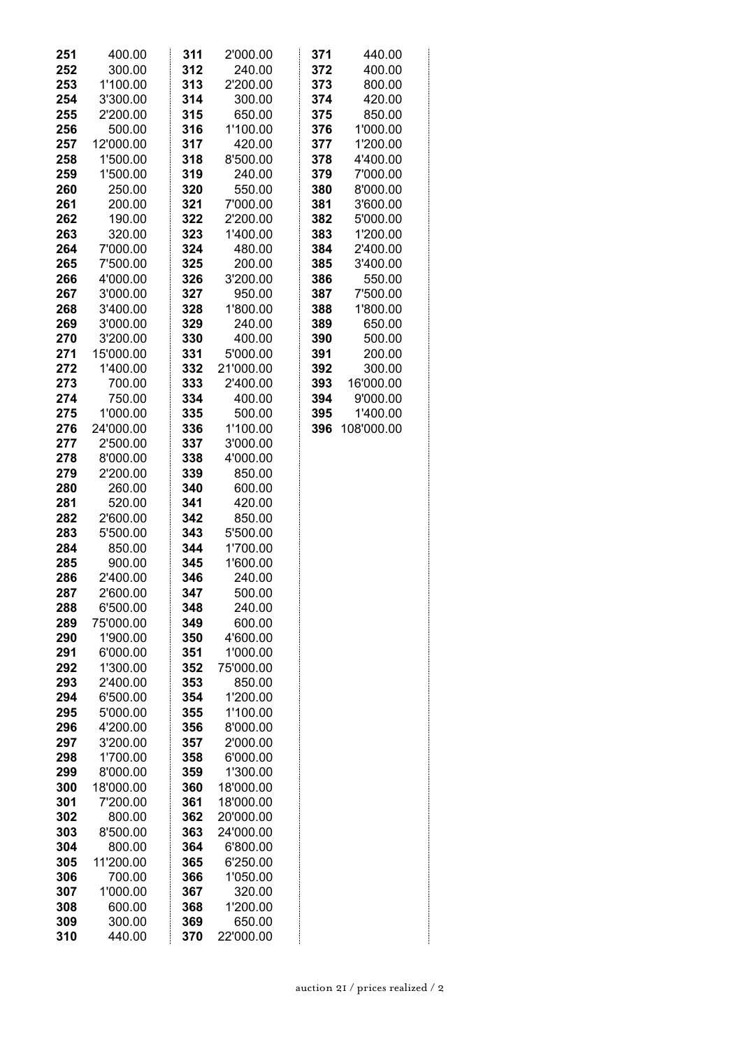| | | | | | |
|---|---|---|---|---|---|
| **251** | 400.00 | **311** | 2'000.00 | **371** | 440.00 |
| **252** | 300.00 | **312** | 240.00 | **372** | 400.00 |
| **253** | 1'100.00 | **313** | 2'200.00 | **373** | 800.00 |
| **254** | 3'300.00 | **314** | 300.00 | **374** | 420.00 |
| **255** | 2'200.00 | **315** | 650.00 | **375** | 850.00 |
| **256** | 500.00 | **316** | 1'100.00 | **376** | 1'000.00 |
| **257** | 12'000.00 | **317** | 420.00 | **377** | 1'200.00 |
| **258** | 1'500.00 | **318** | 8'500.00 | **378** | 4'400.00 |
| **259** | 1'500.00 | **319** | 240.00 | **379** | 7'000.00 |
| **260** | 250.00 | **320** | 550.00 | **380** | 8'000.00 |
| **261** | 200.00 | **321** | 7'000.00 | **381** | 3'600.00 |
| **262** | 190.00 | **322** | 2'200.00 | **382** | 5'000.00 |
| **263** | 320.00 | **323** | 1'400.00 | **383** | 1'200.00 |
| **264** | 7'000.00 | **324** | 480.00 | **384** | 2'400.00 |
| **265** | 7'500.00 | **325** | 200.00 | **385** | 3'400.00 |
| **266** | 4'000.00 | **326** | 3'200.00 | **386** | 550.00 |
| **267** | 3'000.00 | **327** | 950.00 | **387** | 7'500.00 |
| **268** | 3'400.00 | **328** | 1'800.00 | **388** | 1'800.00 |
| **269** | 3'000.00 | **329** | 240.00 | **389** | 650.00 |
| **270** | 3'200.00 | **330** | 400.00 | **390** | 500.00 |
| **271** | 15'000.00 | **331** | 5'000.00 | **391** | 200.00 |
| **272** | 1'400.00 | **332** | 21'000.00 | **392** | 300.00 |
| **273** | 700.00 | **333** | 2'400.00 | **393** | 16'000.00 |
| **274** | 750.00 | **334** | 400.00 | **394** | 9'000.00 |
| **275** | 1'000.00 | **335** | 500.00 | **395** | 1'400.00 |
| **276** | 24'000.00 | **336** | 1'100.00 | **396** | 108'000.00 |
| **277** | 2'500.00 | **337** | 3'000.00 | | |
| **278** | 8'000.00 | **338** | 4'000.00 | | |
| **279** | 2'200.00 | **339** | 850.00 | | |
| **280** | 260.00 | **340** | 600.00 | | |
| **281** | 520.00 | **341** | 420.00 | | |
| **282** | 2'600.00 | **342** | 850.00 | | |
| **283** | 5'500.00 | **343** | 5'500.00 | | |
| **284** | 850.00 | **344** | 1'700.00 | | |
| **285** | 900.00 | **345** | 1'600.00 | | |
| **286** | 2'400.00 | **346** | 240.00 | | |
| **287** | 2'600.00 | **347** | 500.00 | | |
| **288** | 6'500.00 | **348** | 240.00 | | |
| **289** | 75'000.00 | **349** | 600.00 | | |
| **290** | 1'900.00 | **350** | 4'600.00 | | |
| **291** | 6'000.00 | **351** | 1'000.00 | | |
| **292** | 1'300.00 | **352** | 75'000.00 | | |
| **293** | 2'400.00 | **353** | 850.00 | | |
| **294** | 6'500.00 | **354** | 1'200.00 | | |
| **295** | 5'000.00 | **355** | 1'100.00 | | |
| **296** | 4'200.00 | **356** | 8'000.00 | | |
| **297** | 3'200.00 | **357** | 2'000.00 | | |
| **298** | 1'700.00 | **358** | 6'000.00 | | |
| **299** | 8'000.00 | **359** | 1'300.00 | | |
| **300** | 18'000.00 | **360** | 18'000.00 | | |
| **301** | 7'200.00 | **361** | 18'000.00 | | |
| **302** | 800.00 | **362** | 20'000.00 | | |
| **303** | 8'500.00 | **363** | 24'000.00 | | |
| **304** | 800.00 | **364** | 6'800.00 | | |
| **305** | 11'200.00 | **365** | 6'250.00 | | |
| **306** | 700.00 | **366** | 1'050.00 | | |
| **307** | 1'000.00 | **367** | 320.00 | | |
| **308** | 600.00 | **368** | 1'200.00 | | |
| **309** | 300.00 | **369** | 650.00 | | |
| **310** | 440.00 | **370** | 22'000.00 | | |